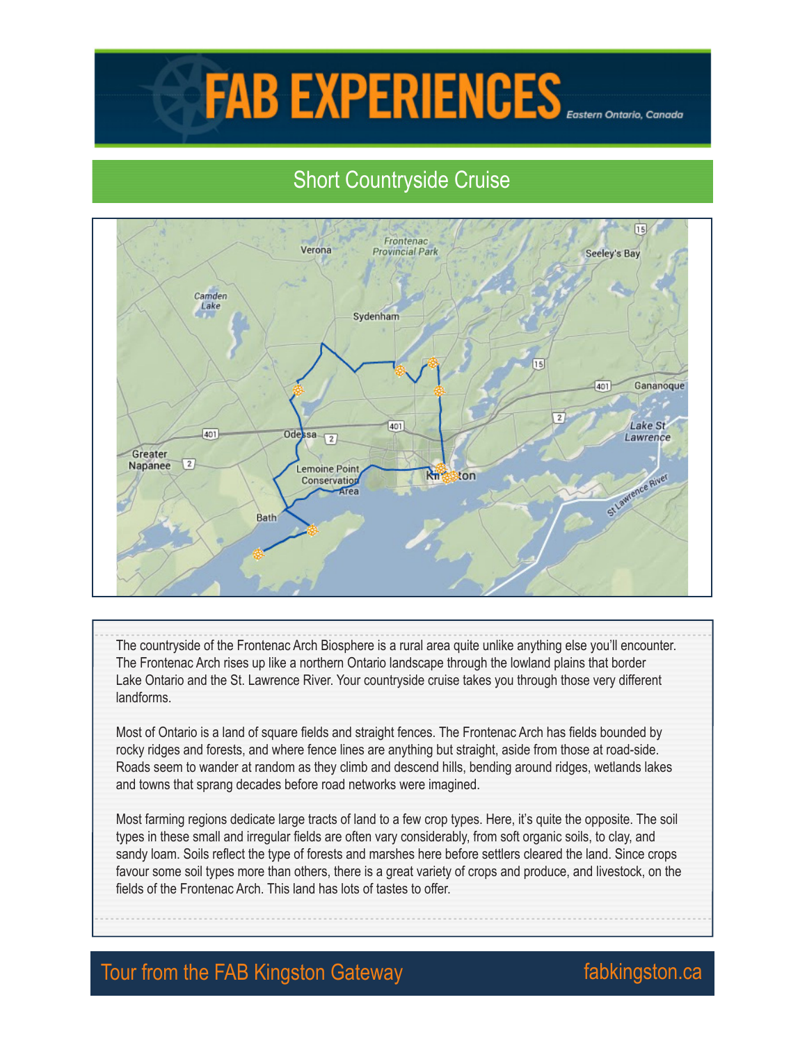# FAB EXPERIENCES

*Eastern Ontario, Canada*

## Short Countryside Cruise

The countryside of the Frontenac Arch Biosphere is a rural area quite unlike anything else you'll encounter. The Frontenac Arch rises up like a northern Ontario landscape through the lowland plains that border Lake Ontario and the St. Lawrence River. Your countryside cruise takes you through those very different landforms.

Most of Ontario is a land of square fields and straight fences. The Frontenac Arch has fields bounded by rocky ridges and forests, and where fence lines are anything but straight, aside from those at road-side. Roads seem to wander at random as they climb and descend hills, bending around ridges, wetlands lakes and towns that sprang decades before road networks were imagined.

Most farming regions dedicate large tracts of land to a few crop types. Here, it's quite the opposite. The soil types in these small and irregular fields are often vary considerably, from soft organic soils, to clay, and sandy loam. Soils reflect the type of forests and marshes here before settlers cleared the land. Since crops favour some soil types more than others, there is a great variety of crops and produce, and livestock, on the fields of the Frontenac Arch. This land has lots of tastes to offer.

Tour from the FAB Kingston Gateway — fabkingston.ca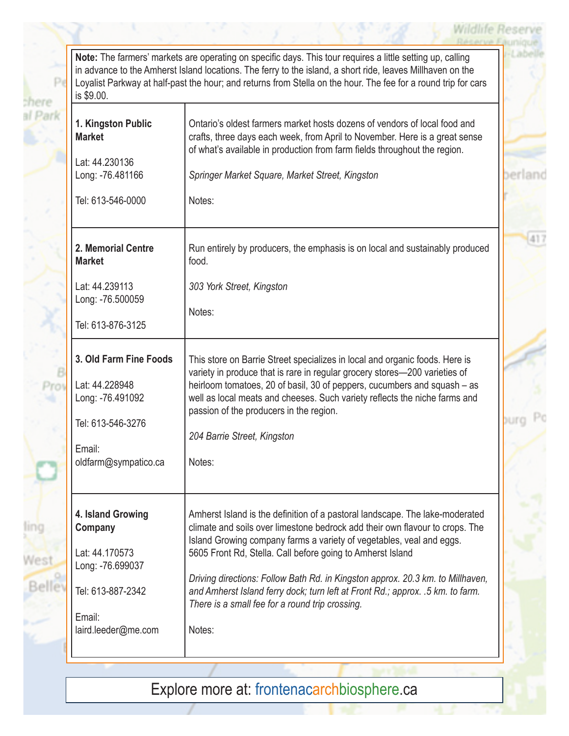**Note:** The farmers' markets are operating on specific days. This tour requires a little setting up, calling in advance to the Amherst Island locations. The ferry to the island, a short ride, leaves Millhaven on the Loyalist Parkway at half-past the hour; and returns from Stella on the hour. The fee for a round trip for cars is $9.00.

| | |
|---|---|
| **1. Kingston Public Market**<br><br>Lat: 44.230136<br>Long: -76.481166<br><br>Tel: 613-546-0000 | Ontario's oldest farmers market hosts dozens of vendors of local food and crafts, three days each week, from April to November. Here is a great sense of what's available in production from farm fields throughout the region.<br><br>*Springer Market Square, Market Street, Kingston*<br><br>Notes: |
| **2. Memorial Centre Market**<br><br>Lat: 44.239113<br>Long: -76.500059<br><br>Tel: 613-876-3125 | Run entirely by producers, the emphasis is on local and sustainably produced food.<br><br>*303 York Street, Kingston*<br><br>Notes: |
| **3. Old Farm Fine Foods**<br><br>Lat: 44.228948<br>Long: -76.491092<br><br>Tel: 613-546-3276<br><br>Email:<br>oldfarm@sympatico.ca | This store on Barrie Street specializes in local and organic foods. Here is variety in produce that is rare in regular grocery stores—200 varieties of heirloom tomatoes, 20 of basil, 30 of peppers, cucumbers and squash – as well as local meats and cheeses. Such variety reflects the niche farms and passion of the producers in the region.<br><br>*204 Barrie Street, Kingston*<br><br>Notes: |
| **4. Island Growing Company**<br><br>Lat: 44.170573<br>Long: -76.699037<br><br>Tel: 613-887-2342<br><br>Email:<br>laird.leeder@me.com | Amherst Island is the definition of a pastoral landscape. The lake-moderated climate and soils over limestone bedrock add their own flavour to crops. The Island Growing company farms a variety of vegetables, veal and eggs. 5605 Front Rd, Stella. Call before going to Amherst Island<br><br>*Driving directions: Follow Bath Rd. in Kingston approx. 20.3 km. to Millhaven, and Amherst Island ferry dock; turn left at Front Rd.; approx. .5 km. to farm. There is a small fee for a round trip crossing.*<br><br>Notes: |

Explore more at: frontenacarchbiosphere.ca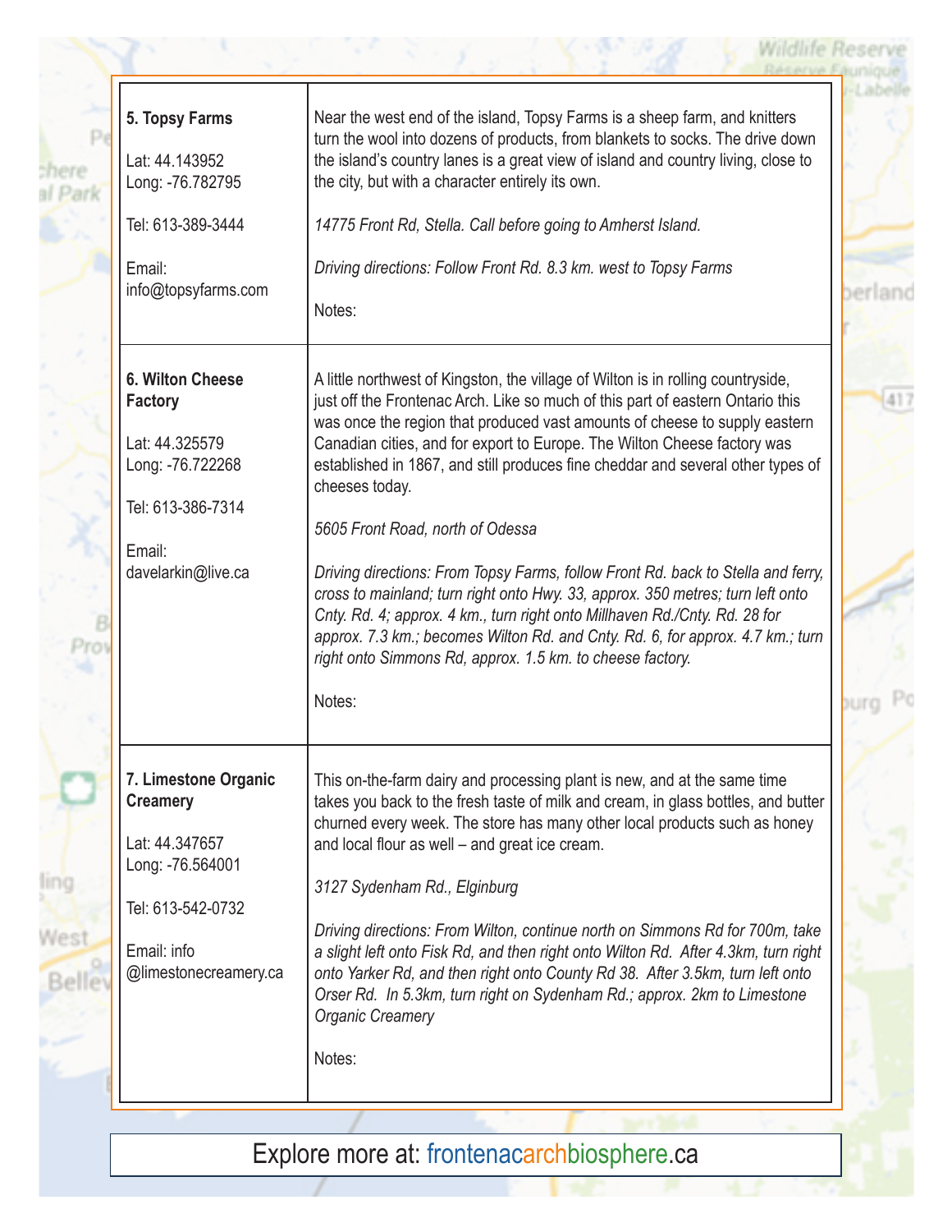| | |
|---|---|
| **5. Topsy Farms**<br><br>Lat: 44.143952<br>Long: -76.782795<br><br>Tel: 613-389-3444<br><br>Email:<br>info@topsyfarms.com | Near the west end of the island, Topsy Farms is a sheep farm, and knitters turn the wool into dozens of products, from blankets to socks. The drive down the island's country lanes is a great view of island and country living, close to the city, but with a character entirely its own.<br><br>*14775 Front Rd, Stella. Call before going to Amherst Island.*<br><br>*Driving directions: Follow Front Rd. 8.3 km. west to Topsy Farms*<br><br>Notes: |
| **6. Wilton Cheese Factory**<br><br>Lat: 44.325579<br>Long: -76.722268<br><br>Tel: 613-386-7314<br><br>Email:<br>davelarkin@live.ca | A little northwest of Kingston, the village of Wilton is in rolling countryside, just off the Frontenac Arch. Like so much of this part of eastern Ontario this was once the region that produced vast amounts of cheese to supply eastern Canadian cities, and for export to Europe. The Wilton Cheese factory was established in 1867, and still produces fine cheddar and several other types of cheeses today.<br><br>*5605 Front Road, north of Odessa*<br><br>*Driving directions: From Topsy Farms, follow Front Rd. back to Stella and ferry, cross to mainland; turn right onto Hwy. 33, approx. 350 metres; turn left onto Cnty. Rd. 4; approx. 4 km., turn right onto Millhaven Rd./Cnty. Rd. 28 for approx. 7.3 km.; becomes Wilton Rd. and Cnty. Rd. 6, for approx. 4.7 km.; turn right onto Simmons Rd, approx. 1.5 km. to cheese factory.*<br><br>Notes: |
| **7. Limestone Organic Creamery**<br><br>Lat: 44.347657<br>Long: -76.564001<br><br>Tel: 613-542-0732<br><br>Email: info<br>@limestonecreamery.ca | This on-the-farm dairy and processing plant is new, and at the same time takes you back to the fresh taste of milk and cream, in glass bottles, and butter churned every week. The store has many other local products such as honey and local flour as well – and great ice cream.<br><br>*3127 Sydenham Rd., Elginburg*<br><br>*Driving directions: From Wilton, continue north on Simmons Rd for 700m, take a slight left onto Fisk Rd, and then right onto Wilton Rd. After 4.3km, turn right onto Yarker Rd, and then right onto County Rd 38. After 3.5km, turn left onto Orser Rd. In 5.3km, turn right on Sydenham Rd.; approx. 2km to Limestone Organic Creamery*<br><br>Notes: |

Explore more at: frontenacarchbiosphere.ca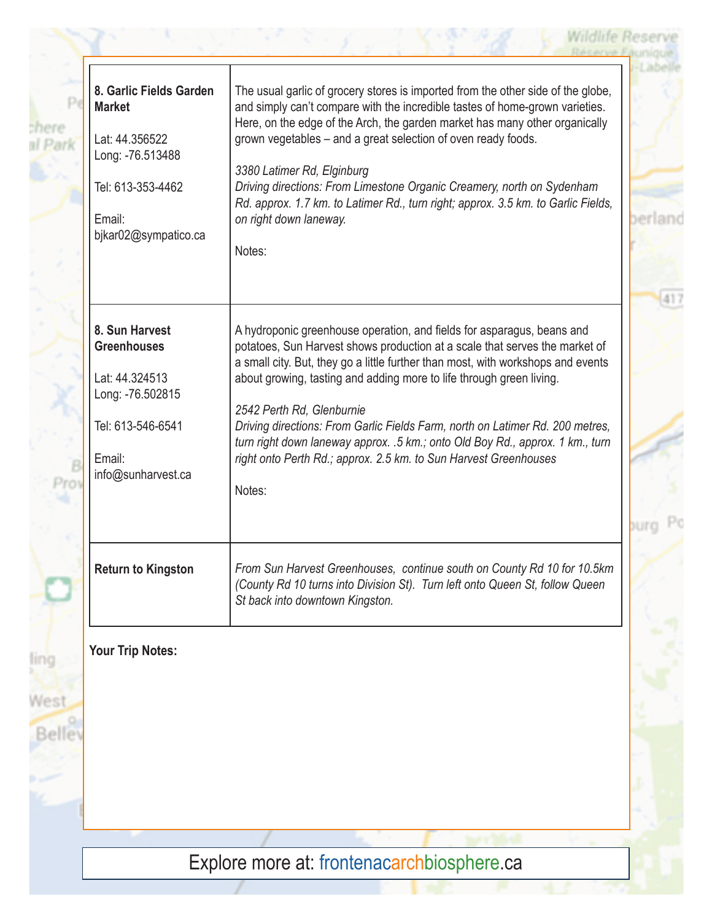| | |
|---|---|
| **8. Garlic Fields Garden Market**<br><br>Lat: 44.356522<br>Long: -76.513488<br><br>Tel: 613-353-4462<br><br>Email:<br>bjkar02@sympatico.ca | The usual garlic of grocery stores is imported from the other side of the globe, and simply can't compare with the incredible tastes of home-grown varieties. Here, on the edge of the Arch, the garden market has many other organically grown vegetables – and a great selection of oven ready foods.<br><br>*3380 Latimer Rd, Elginburg*<br>*Driving directions: From Limestone Organic Creamery, north on Sydenham Rd. approx. 1.7 km. to Latimer Rd., turn right; approx. 3.5 km. to Garlic Fields, on right down laneway.*<br><br>Notes: |
| **8. Sun Harvest Greenhouses**<br><br>Lat: 44.324513<br>Long: -76.502815<br><br>Tel: 613-546-6541<br><br>Email:<br>info@sunharvest.ca | A hydroponic greenhouse operation, and fields for asparagus, beans and potatoes, Sun Harvest shows production at a scale that serves the market of a small city. But, they go a little further than most, with workshops and events about growing, tasting and adding more to life through green living.<br><br>*2542 Perth Rd, Glenburnie*<br>*Driving directions: From Garlic Fields Farm, north on Latimer Rd. 200 metres, turn right down laneway approx. .5 km.; onto Old Boy Rd., approx. 1 km., turn right onto Perth Rd.; approx. 2.5 km. to Sun Harvest Greenhouses*<br><br>Notes: |
| **Return to Kingston** | *From Sun Harvest Greenhouses, continue south on County Rd 10 for 10.5km (County Rd 10 turns into Division St). Turn left onto Queen St, follow Queen St back into downtown Kingston.* |

**Your Trip Notes:**

Explore more at: frontenacarchbiosphere.ca